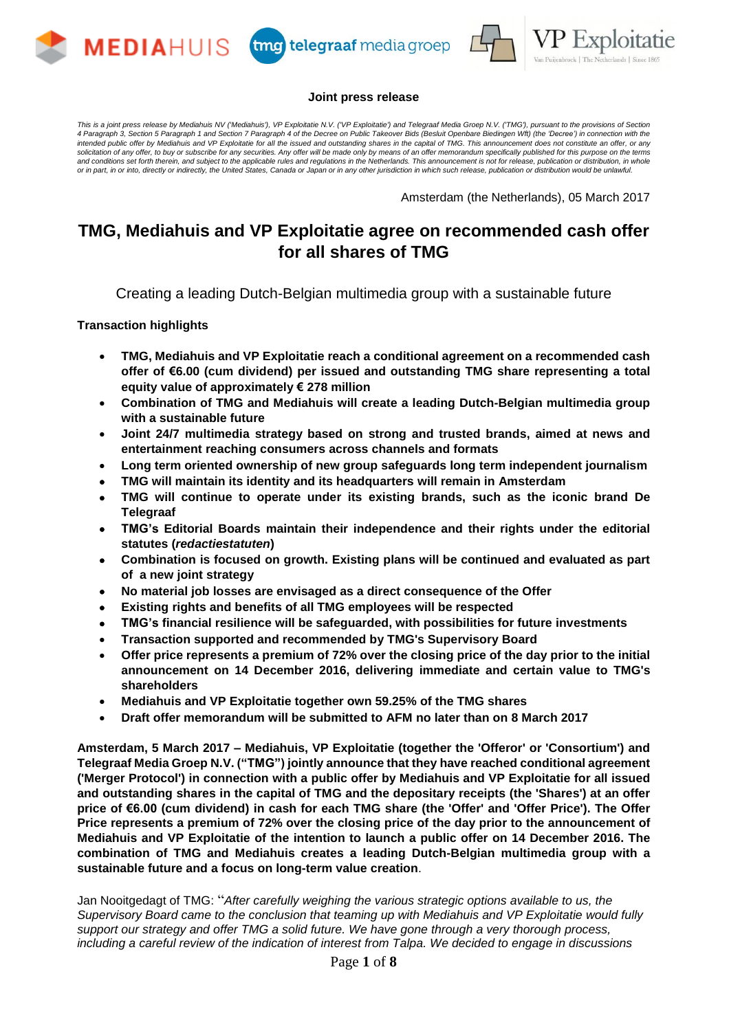**Joint press release**

*This is a joint press release by Mediahuis NV ('Mediahuis'), VP Exploitatie N.V. ('VP Exploitatie') and Telegraaf Media Groep N.V. ('TMG'), pursuant to the provisions of Section 4 Paragraph 3, Section 5 Paragraph 1 and Section 7 Paragraph 4 of the Decree on Public Takeover Bids (Besluit Openbare Biedingen Wft) (the 'Decree') in connection with the intended public offer by Mediahuis and VP Exploitatie for all the issued and outstanding shares in the capital of TMG. This announcement does not constitute an offer, or any solicitation of any offer, to buy or subscribe for any securities. Any offer will be made only by means of an offer memorandum specifically published for this purpose on the terms and conditions set forth therein, and subject to the applicable rules and regulations in the Netherlands. This announcement is not for release, publication or distribution, in whole or in part, in or into, directly or indirectly, the United States, Canada or Japan or in any other jurisdiction in which such release, publication or distribution would be unlawful.*

Amsterdam (the Netherlands), 05 March 2017

# TMG, Mediahuis and VP Exploitatie agree on recommended cash offer for all shares of TMG

Creating a leading Dutch-Belgian multimedia group with a sustainable future

**Transaction highlights**

- **TMG, Mediahuis and VP Exploitatie reach a conditional agreement on a recommended cash offer of €6.00 (cum dividend) per issued and outstanding TMG share representing a total equity value of approximately € 278 million**
- **Combination of TMG and Mediahuis will create a leading Dutch-Belgian multimedia group with a sustainable future**
- **Joint 24/7 multimedia strategy based on strong and trusted brands, aimed at news and entertainment reaching consumers across channels and formats**
- **Long term oriented ownership of new group safeguards long term independent journalism**
- **TMG will maintain its identity and its headquarters will remain in Amsterdam**
- **TMG will continue to operate under its existing brands, such as the iconic brand De Telegraaf**
- **TMG's Editorial Boards maintain their independence and their rights under the editorial statutes (*redactiestatuten*)**
- **Combination is focused on growth. Existing plans will be continued and evaluated as part of a new joint strategy**
- **No material job losses are envisaged as a direct consequence of the Offer**
- **Existing rights and benefits of all TMG employees will be respected**
- **TMG's financial resilience will be safeguarded, with possibilities for future investments**
- **Transaction supported and recommended by TMG's Supervisory Board**
- **Offer price represents a premium of 72% over the closing price of the day prior to the initial announcement on 14 December 2016, delivering immediate and certain value to TMG's shareholders**
- **Mediahuis and VP Exploitatie together own 59.25% of the TMG shares**
- **Draft offer memorandum will be submitted to AFM no later than on 8 March 2017**

**Amsterdam, 5 March 2017 – Mediahuis, VP Exploitatie (together the 'Offeror' or 'Consortium') and Telegraaf Media Groep N.V. ("TMG") jointly announce that they have reached conditional agreement ('Merger Protocol') in connection with a public offer by Mediahuis and VP Exploitatie for all issued and outstanding shares in the capital of TMG and the depositary receipts (the 'Shares') at an offer price of €6.00 (cum dividend) in cash for each TMG share (the 'Offer' and 'Offer Price'). The Offer Price represents a premium of 72% over the closing price of the day prior to the announcement of Mediahuis and VP Exploitatie of the intention to launch a public offer on 14 December 2016. The combination of TMG and Mediahuis creates a leading Dutch-Belgian multimedia group with a sustainable future and a focus on long-term value creation**.

Jan Nooitgedagt of TMG: "*After carefully weighing the various strategic options available to us, the Supervisory Board came to the conclusion that teaming up with Mediahuis and VP Exploitatie would fully support our strategy and offer TMG a solid future. We have gone through a very thorough process, including a careful review of the indication of interest from Talpa. We decided to engage in discussions*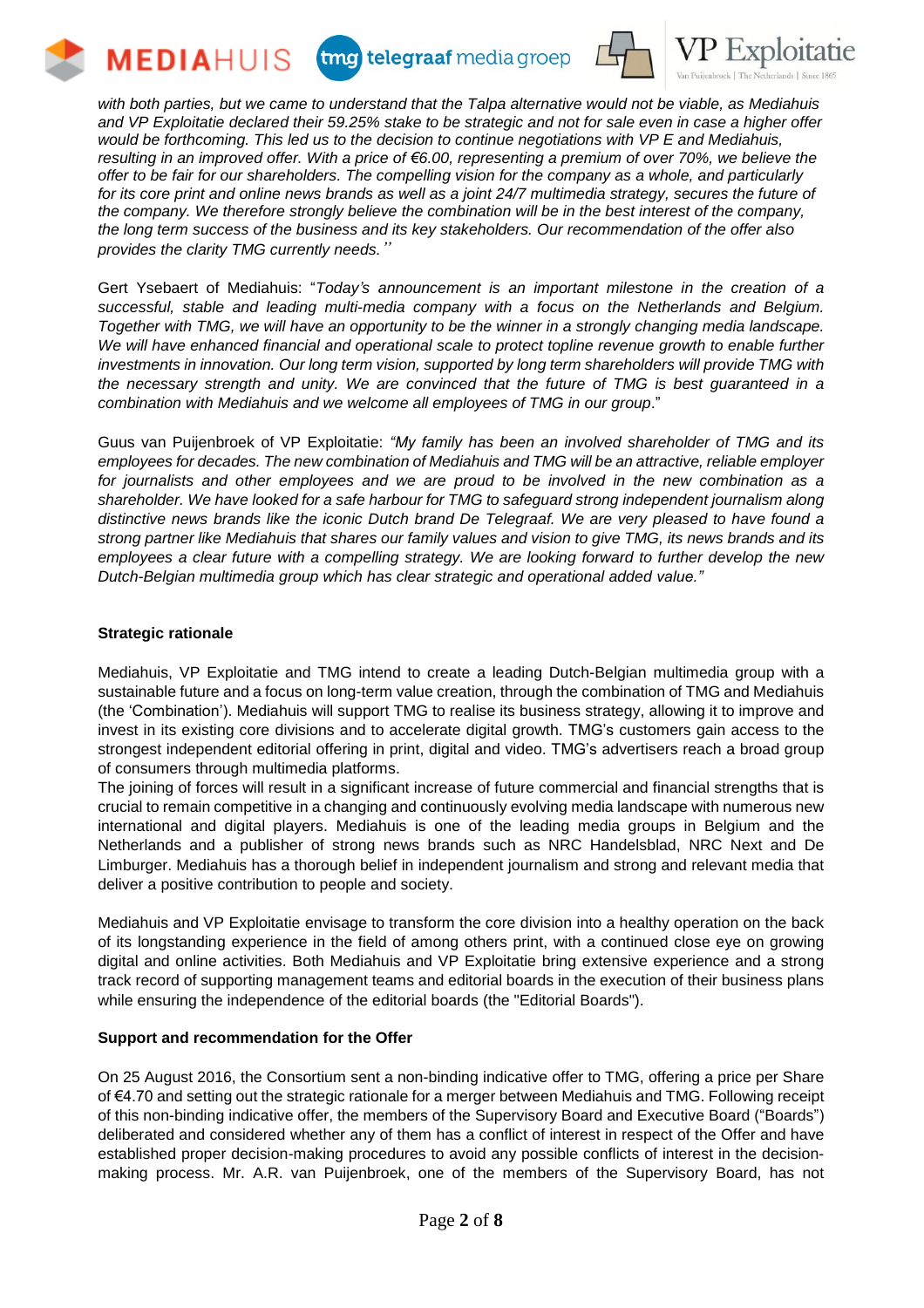*with both parties, but we came to understand that the Talpa alternative would not be viable, as Mediahuis and VP Exploitatie declared their 59.25% stake to be strategic and not for sale even in case a higher offer would be forthcoming. This led us to the decision to continue negotiations with VP E and Mediahuis, resulting in an improved offer. With a price of €6.00, representing a premium of over 70%, we believe the offer to be fair for our shareholders. The compelling vision for the company as a whole, and particularly for its core print and online news brands as well as a joint 24/7 multimedia strategy, secures the future of the company. We therefore strongly believe the combination will be in the best interest of the company, the long term success of the business and its key stakeholders. Our recommendation of the offer also provides the clarity TMG currently needs.''*

Gert Ysebaert of Mediahuis: "*Today's announcement is an important milestone in the creation of a successful, stable and leading multi-media company with a focus on the Netherlands and Belgium. Together with TMG, we will have an opportunity to be the winner in a strongly changing media landscape. We will have enhanced financial and operational scale to protect topline revenue growth to enable further investments in innovation. Our long term vision, supported by long term shareholders will provide TMG with the necessary strength and unity. We are convinced that the future of TMG is best guaranteed in a combination with Mediahuis and we welcome all employees of TMG in our group*."

Guus van Puijenbroek of VP Exploitatie: *"My family has been an involved shareholder of TMG and its employees for decades. The new combination of Mediahuis and TMG will be an attractive, reliable employer for journalists and other employees and we are proud to be involved in the new combination as a shareholder. We have looked for a safe harbour for TMG to safeguard strong independent journalism along distinctive news brands like the iconic Dutch brand De Telegraaf. We are very pleased to have found a strong partner like Mediahuis that shares our family values and vision to give TMG, its news brands and its employees a clear future with a compelling strategy. We are looking forward to further develop the new Dutch-Belgian multimedia group which has clear strategic and operational added value."*

**Strategic rationale**

Mediahuis, VP Exploitatie and TMG intend to create a leading Dutch-Belgian multimedia group with a sustainable future and a focus on long-term value creation, through the combination of TMG and Mediahuis (the 'Combination'). Mediahuis will support TMG to realise its business strategy, allowing it to improve and invest in its existing core divisions and to accelerate digital growth. TMG's customers gain access to the strongest independent editorial offering in print, digital and video. TMG's advertisers reach a broad group of consumers through multimedia platforms.
The joining of forces will result in a significant increase of future commercial and financial strengths that is crucial to remain competitive in a changing and continuously evolving media landscape with numerous new international and digital players. Mediahuis is one of the leading media groups in Belgium and the Netherlands and a publisher of strong news brands such as NRC Handelsblad, NRC Next and De Limburger. Mediahuis has a thorough belief in independent journalism and strong and relevant media that deliver a positive contribution to people and society.

Mediahuis and VP Exploitatie envisage to transform the core division into a healthy operation on the back of its longstanding experience in the field of among others print, with a continued close eye on growing digital and online activities. Both Mediahuis and VP Exploitatie bring extensive experience and a strong track record of supporting management teams and editorial boards in the execution of their business plans while ensuring the independence of the editorial boards (the "Editorial Boards").

**Support and recommendation for the Offer**

On 25 August 2016, the Consortium sent a non-binding indicative offer to TMG, offering a price per Share of €4.70 and setting out the strategic rationale for a merger between Mediahuis and TMG. Following receipt of this non-binding indicative offer, the members of the Supervisory Board and Executive Board ("Boards") deliberated and considered whether any of them has a conflict of interest in respect of the Offer and have established proper decision-making procedures to avoid any possible conflicts of interest in the decision-making process. Mr. A.R. van Puijenbroek, one of the members of the Supervisory Board, has not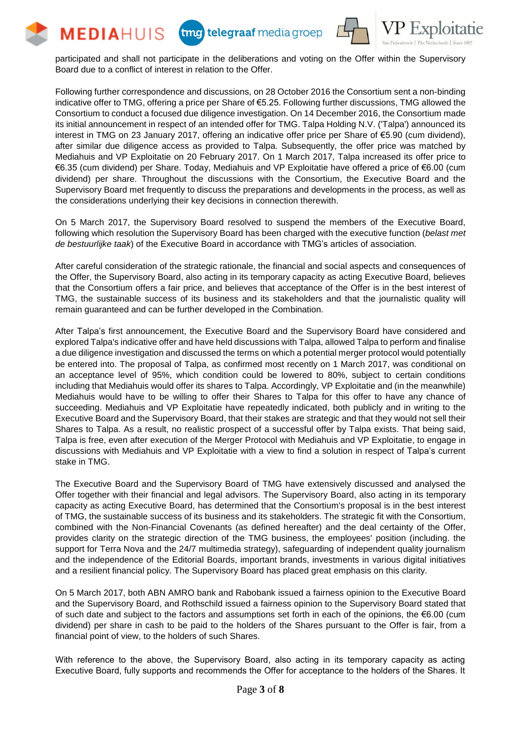participated and shall not participate in the deliberations and voting on the Offer within the Supervisory Board due to a conflict of interest in relation to the Offer.

Following further correspondence and discussions, on 28 October 2016 the Consortium sent a non-binding indicative offer to TMG, offering a price per Share of €5.25. Following further discussions, TMG allowed the Consortium to conduct a focused due diligence investigation. On 14 December 2016, the Consortium made its initial announcement in respect of an intended offer for TMG. Talpa Holding N.V. ('Talpa') announced its interest in TMG on 23 January 2017, offering an indicative offer price per Share of €5.90 (cum dividend), after similar due diligence access as provided to Talpa. Subsequently, the offer price was matched by Mediahuis and VP Exploitatie on 20 February 2017. On 1 March 2017, Talpa increased its offer price to €6.35 (cum dividend) per Share. Today, Mediahuis and VP Exploitatie have offered a price of €6.00 (cum dividend) per share. Throughout the discussions with the Consortium, the Executive Board and the Supervisory Board met frequently to discuss the preparations and developments in the process, as well as the considerations underlying their key decisions in connection therewith.

On 5 March 2017, the Supervisory Board resolved to suspend the members of the Executive Board, following which resolution the Supervisory Board has been charged with the executive function (*belast met de bestuurlijke taak*) of the Executive Board in accordance with TMG's articles of association.

After careful consideration of the strategic rationale, the financial and social aspects and consequences of the Offer, the Supervisory Board, also acting in its temporary capacity as acting Executive Board, believes that the Consortium offers a fair price, and believes that acceptance of the Offer is in the best interest of TMG, the sustainable success of its business and its stakeholders and that the journalistic quality will remain guaranteed and can be further developed in the Combination.

After Talpa's first announcement, the Executive Board and the Supervisory Board have considered and explored Talpa's indicative offer and have held discussions with Talpa, allowed Talpa to perform and finalise a due diligence investigation and discussed the terms on which a potential merger protocol would potentially be entered into. The proposal of Talpa, as confirmed most recently on 1 March 2017, was conditional on an acceptance level of 95%, which condition could be lowered to 80%, subject to certain conditions including that Mediahuis would offer its shares to Talpa. Accordingly, VP Exploitatie and (in the meanwhile) Mediahuis would have to be willing to offer their Shares to Talpa for this offer to have any chance of succeeding. Mediahuis and VP Exploitatie have repeatedly indicated, both publicly and in writing to the Executive Board and the Supervisory Board, that their stakes are strategic and that they would not sell their Shares to Talpa. As a result, no realistic prospect of a successful offer by Talpa exists. That being said, Talpa is free, even after execution of the Merger Protocol with Mediahuis and VP Exploitatie, to engage in discussions with Mediahuis and VP Exploitatie with a view to find a solution in respect of Talpa's current stake in TMG.

The Executive Board and the Supervisory Board of TMG have extensively discussed and analysed the Offer together with their financial and legal advisors. The Supervisory Board, also acting in its temporary capacity as acting Executive Board, has determined that the Consortium's proposal is in the best interest of TMG, the sustainable success of its business and its stakeholders. The strategic fit with the Consortium, combined with the Non-Financial Covenants (as defined hereafter) and the deal certainty of the Offer, provides clarity on the strategic direction of the TMG business, the employees' position (including. the support for Terra Nova and the 24/7 multimedia strategy), safeguarding of independent quality journalism and the independence of the Editorial Boards, important brands, investments in various digital initiatives and a resilient financial policy. The Supervisory Board has placed great emphasis on this clarity.

On 5 March 2017, both ABN AMRO bank and Rabobank issued a fairness opinion to the Executive Board and the Supervisory Board, and Rothschild issued a fairness opinion to the Supervisory Board stated that of such date and subject to the factors and assumptions set forth in each of the opinions, the €6.00 (cum dividend) per share in cash to be paid to the holders of the Shares pursuant to the Offer is fair, from a financial point of view, to the holders of such Shares.

With reference to the above, the Supervisory Board, also acting in its temporary capacity as acting Executive Board, fully supports and recommends the Offer for acceptance to the holders of the Shares. It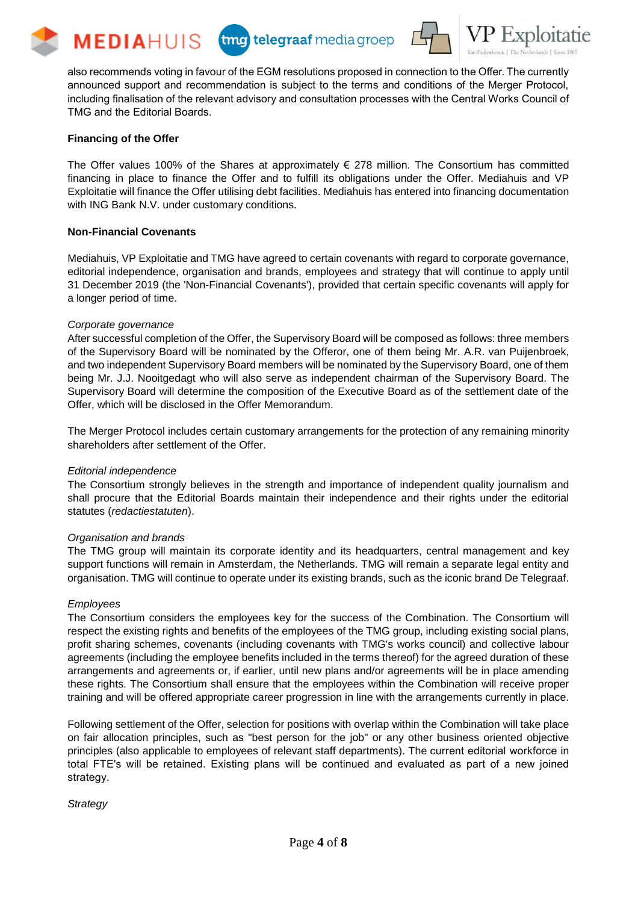also recommends voting in favour of the EGM resolutions proposed in connection to the Offer. The currently announced support and recommendation is subject to the terms and conditions of the Merger Protocol, including finalisation of the relevant advisory and consultation processes with the Central Works Council of TMG and the Editorial Boards.

**Financing of the Offer**

The Offer values 100% of the Shares at approximately € 278 million. The Consortium has committed financing in place to finance the Offer and to fulfill its obligations under the Offer. Mediahuis and VP Exploitatie will finance the Offer utilising debt facilities. Mediahuis has entered into financing documentation with ING Bank N.V. under customary conditions.

**Non-Financial Covenants**

Mediahuis, VP Exploitatie and TMG have agreed to certain covenants with regard to corporate governance, editorial independence, organisation and brands, employees and strategy that will continue to apply until 31 December 2019 (the 'Non-Financial Covenants'), provided that certain specific covenants will apply for a longer period of time.

*Corporate governance*
After successful completion of the Offer, the Supervisory Board will be composed as follows: three members of the Supervisory Board will be nominated by the Offeror, one of them being Mr. A.R. van Puijenbroek, and two independent Supervisory Board members will be nominated by the Supervisory Board, one of them being Mr. J.J. Nooitgedagt who will also serve as independent chairman of the Supervisory Board. The Supervisory Board will determine the composition of the Executive Board as of the settlement date of the Offer, which will be disclosed in the Offer Memorandum.

The Merger Protocol includes certain customary arrangements for the protection of any remaining minority shareholders after settlement of the Offer.

*Editorial independence*
The Consortium strongly believes in the strength and importance of independent quality journalism and shall procure that the Editorial Boards maintain their independence and their rights under the editorial statutes (*redactiestatuten*).

*Organisation and brands*
The TMG group will maintain its corporate identity and its headquarters, central management and key support functions will remain in Amsterdam, the Netherlands. TMG will remain a separate legal entity and organisation. TMG will continue to operate under its existing brands, such as the iconic brand De Telegraaf.

*Employees*
The Consortium considers the employees key for the success of the Combination. The Consortium will respect the existing rights and benefits of the employees of the TMG group, including existing social plans, profit sharing schemes, covenants (including covenants with TMG's works council) and collective labour agreements (including the employee benefits included in the terms thereof) for the agreed duration of these arrangements and agreements or, if earlier, until new plans and/or agreements will be in place amending these rights. The Consortium shall ensure that the employees within the Combination will receive proper training and will be offered appropriate career progression in line with the arrangements currently in place.

Following settlement of the Offer, selection for positions with overlap within the Combination will take place on fair allocation principles, such as "best person for the job" or any other business oriented objective principles (also applicable to employees of relevant staff departments). The current editorial workforce in total FTE's will be retained. Existing plans will be continued and evaluated as part of a new joined strategy.

*Strategy*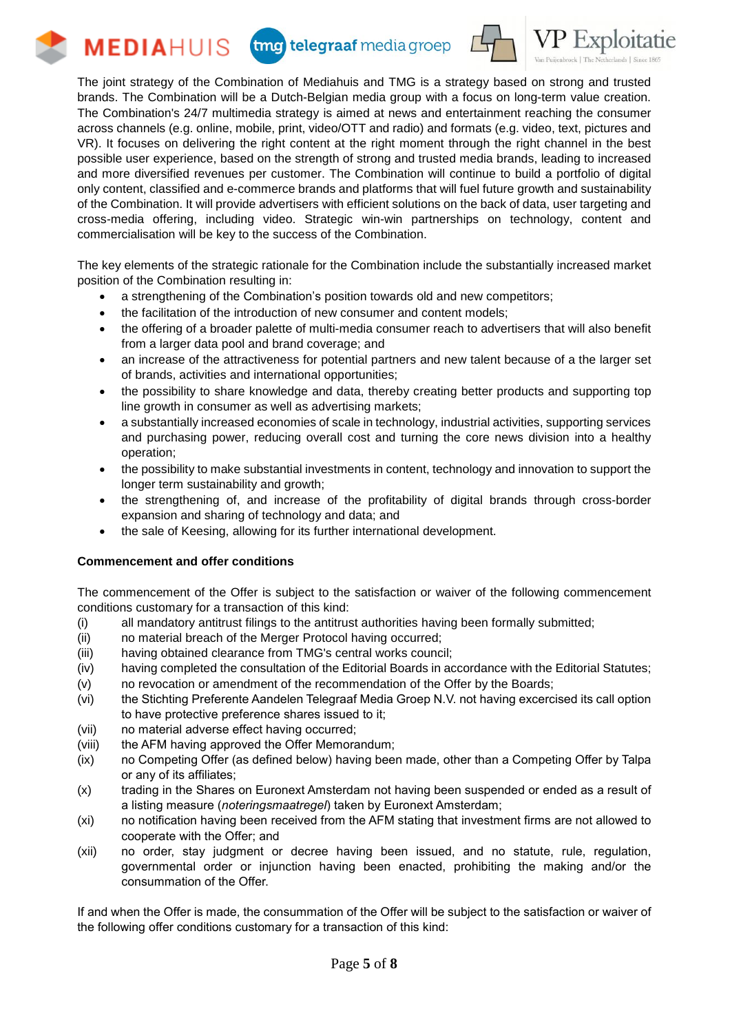The joint strategy of the Combination of Mediahuis and TMG is a strategy based on strong and trusted brands. The Combination will be a Dutch-Belgian media group with a focus on long-term value creation. The Combination's 24/7 multimedia strategy is aimed at news and entertainment reaching the consumer across channels (e.g. online, mobile, print, video/OTT and radio) and formats (e.g. video, text, pictures and VR). It focuses on delivering the right content at the right moment through the right channel in the best possible user experience, based on the strength of strong and trusted media brands, leading to increased and more diversified revenues per customer. The Combination will continue to build a portfolio of digital only content, classified and e-commerce brands and platforms that will fuel future growth and sustainability of the Combination. It will provide advertisers with efficient solutions on the back of data, user targeting and cross-media offering, including video. Strategic win-win partnerships on technology, content and commercialisation will be key to the success of the Combination.

The key elements of the strategic rationale for the Combination include the substantially increased market position of the Combination resulting in:

- a strengthening of the Combination's position towards old and new competitors;
- the facilitation of the introduction of new consumer and content models;
- the offering of a broader palette of multi-media consumer reach to advertisers that will also benefit from a larger data pool and brand coverage; and
- an increase of the attractiveness for potential partners and new talent because of a the larger set of brands, activities and international opportunities;
- the possibility to share knowledge and data, thereby creating better products and supporting top line growth in consumer as well as advertising markets;
- a substantially increased economies of scale in technology, industrial activities, supporting services and purchasing power, reducing overall cost and turning the core news division into a healthy operation;
- the possibility to make substantial investments in content, technology and innovation to support the longer term sustainability and growth;
- the strengthening of, and increase of the profitability of digital brands through cross-border expansion and sharing of technology and data; and
- the sale of Keesing, allowing for its further international development.

**Commencement and offer conditions**

The commencement of the Offer is subject to the satisfaction or waiver of the following commencement conditions customary for a transaction of this kind:

(i) all mandatory antitrust filings to the antitrust authorities having been formally submitted;
(ii) no material breach of the Merger Protocol having occurred;
(iii) having obtained clearance from TMG's central works council;
(iv) having completed the consultation of the Editorial Boards in accordance with the Editorial Statutes;
(v) no revocation or amendment of the recommendation of the Offer by the Boards;
(vi) the Stichting Preferente Aandelen Telegraaf Media Groep N.V. not having excercised its call option to have protective preference shares issued to it;
(vii) no material adverse effect having occurred;
(viii) the AFM having approved the Offer Memorandum;
(ix) no Competing Offer (as defined below) having been made, other than a Competing Offer by Talpa or any of its affiliates;
(x) trading in the Shares on Euronext Amsterdam not having been suspended or ended as a result of a listing measure (*noteringsmaatregel*) taken by Euronext Amsterdam;
(xi) no notification having been received from the AFM stating that investment firms are not allowed to cooperate with the Offer; and
(xii) no order, stay judgment or decree having been issued, and no statute, rule, regulation, governmental order or injunction having been enacted, prohibiting the making and/or the consummation of the Offer.

If and when the Offer is made, the consummation of the Offer will be subject to the satisfaction or waiver of the following offer conditions customary for a transaction of this kind: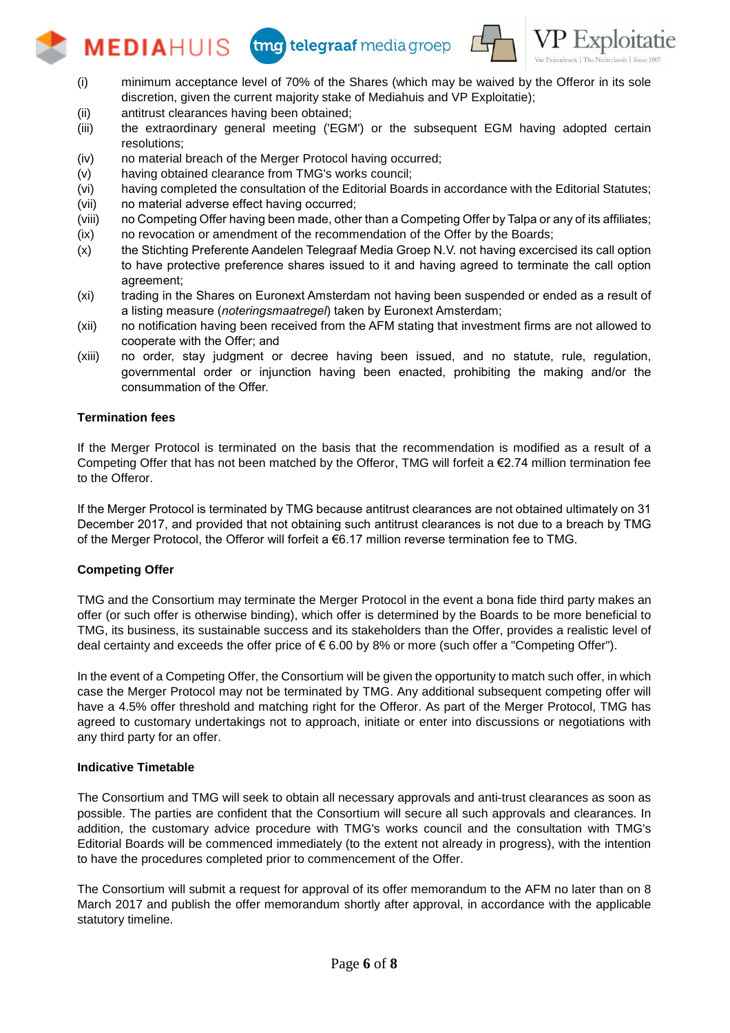(i) minimum acceptance level of 70% of the Shares (which may be waived by the Offeror in its sole discretion, given the current majority stake of Mediahuis and VP Exploitatie);

(ii) antitrust clearances having been obtained;

(iii) the extraordinary general meeting ('EGM') or the subsequent EGM having adopted certain resolutions;

(iv) no material breach of the Merger Protocol having occurred;

(v) having obtained clearance from TMG's works council;

(vi) having completed the consultation of the Editorial Boards in accordance with the Editorial Statutes;

(vii) no material adverse effect having occurred;

(viii) no Competing Offer having been made, other than a Competing Offer by Talpa or any of its affiliates;

(ix) no revocation or amendment of the recommendation of the Offer by the Boards;

(x) the Stichting Preferente Aandelen Telegraaf Media Groep N.V. not having excercised its call option to have protective preference shares issued to it and having agreed to terminate the call option agreement;

(xi) trading in the Shares on Euronext Amsterdam not having been suspended or ended as a result of a listing measure (*noteringsmaatregel*) taken by Euronext Amsterdam;

(xii) no notification having been received from the AFM stating that investment firms are not allowed to cooperate with the Offer; and

(xiii) no order, stay judgment or decree having been issued, and no statute, rule, regulation, governmental order or injunction having been enacted, prohibiting the making and/or the consummation of the Offer.

**Termination fees**

If the Merger Protocol is terminated on the basis that the recommendation is modified as a result of a Competing Offer that has not been matched by the Offeror, TMG will forfeit a €2.74 million termination fee to the Offeror.

If the Merger Protocol is terminated by TMG because antitrust clearances are not obtained ultimately on 31 December 2017, and provided that not obtaining such antitrust clearances is not due to a breach by TMG of the Merger Protocol, the Offeror will forfeit a €6.17 million reverse termination fee to TMG.

**Competing Offer**

TMG and the Consortium may terminate the Merger Protocol in the event a bona fide third party makes an offer (or such offer is otherwise binding), which offer is determined by the Boards to be more beneficial to TMG, its business, its sustainable success and its stakeholders than the Offer, provides a realistic level of deal certainty and exceeds the offer price of € 6.00 by 8% or more (such offer a "Competing Offer").

In the event of a Competing Offer, the Consortium will be given the opportunity to match such offer, in which case the Merger Protocol may not be terminated by TMG. Any additional subsequent competing offer will have a 4.5% offer threshold and matching right for the Offeror. As part of the Merger Protocol, TMG has agreed to customary undertakings not to approach, initiate or enter into discussions or negotiations with any third party for an offer.

**Indicative Timetable**

The Consortium and TMG will seek to obtain all necessary approvals and anti-trust clearances as soon as possible. The parties are confident that the Consortium will secure all such approvals and clearances. In addition, the customary advice procedure with TMG's works council and the consultation with TMG's Editorial Boards will be commenced immediately (to the extent not already in progress), with the intention to have the procedures completed prior to commencement of the Offer.

The Consortium will submit a request for approval of its offer memorandum to the AFM no later than on 8 March 2017 and publish the offer memorandum shortly after approval, in accordance with the applicable statutory timeline.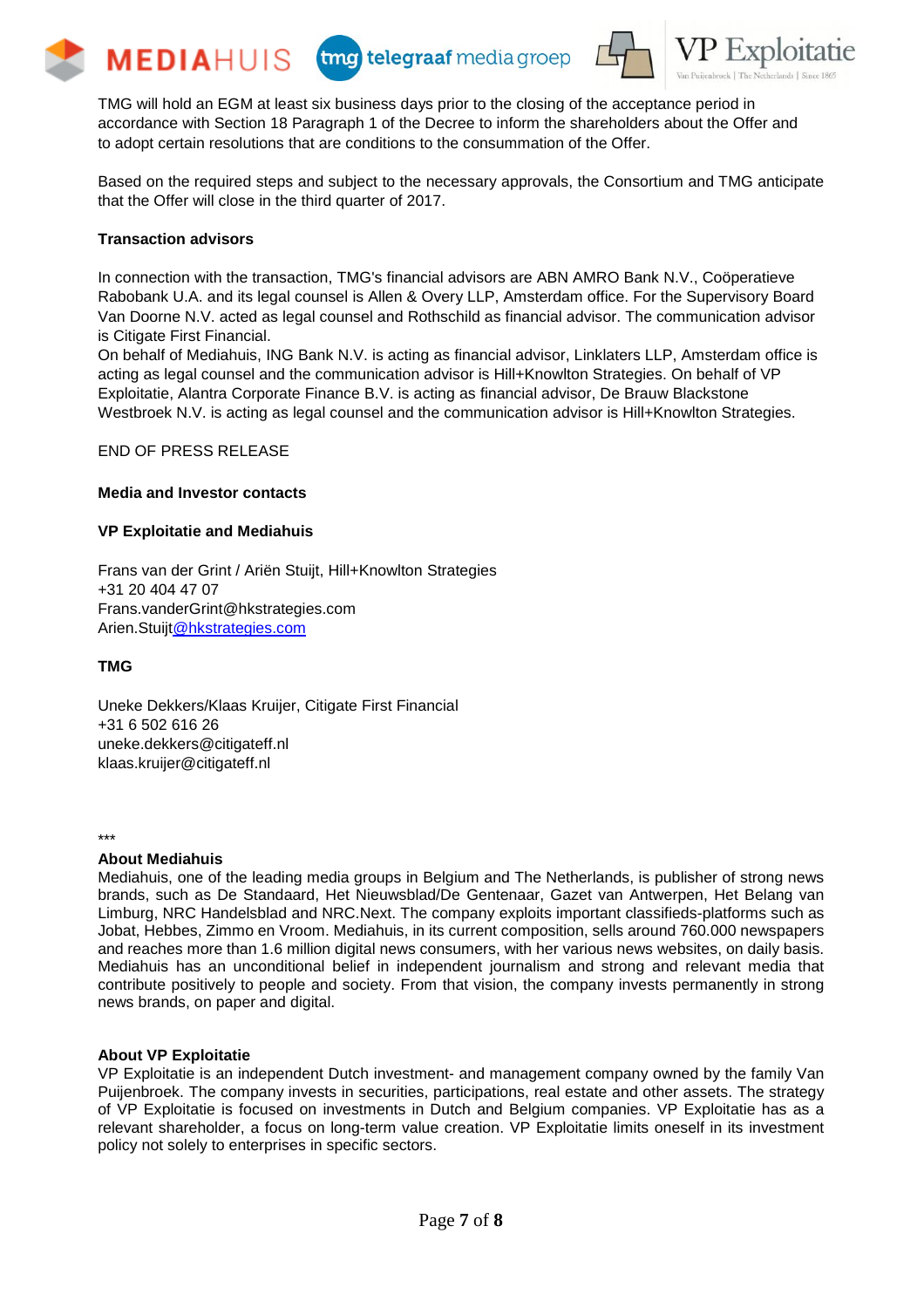TMG will hold an EGM at least six business days prior to the closing of the acceptance period in accordance with Section 18 Paragraph 1 of the Decree to inform the shareholders about the Offer and to adopt certain resolutions that are conditions to the consummation of the Offer.

Based on the required steps and subject to the necessary approvals, the Consortium and TMG anticipate that the Offer will close in the third quarter of 2017.

**Transaction advisors**

In connection with the transaction, TMG's financial advisors are ABN AMRO Bank N.V., Coöperatieve Rabobank U.A. and its legal counsel is Allen & Overy LLP, Amsterdam office. For the Supervisory Board Van Doorne N.V. acted as legal counsel and Rothschild as financial advisor. The communication advisor is Citigate First Financial.
On behalf of Mediahuis, ING Bank N.V. is acting as financial advisor, Linklaters LLP, Amsterdam office is acting as legal counsel and the communication advisor is Hill+Knowlton Strategies. On behalf of VP Exploitatie, Alantra Corporate Finance B.V. is acting as financial advisor, De Brauw Blackstone Westbroek N.V. is acting as legal counsel and the communication advisor is Hill+Knowlton Strategies.

END OF PRESS RELEASE

**Media and Investor contacts**

**VP Exploitatie and Mediahuis**

Frans van der Grint / Ariën Stuijt, Hill+Knowlton Strategies
+31 20 404 47 07
Frans.vanderGrint@hkstrategies.com
Arien.Stuijt@hkstrategies.com

**TMG**

Uneke Dekkers/Klaas Kruijer, Citigate First Financial
+31 6 502 616 26
uneke.dekkers@citigateff.nl
klaas.kruijer@citigateff.nl

***

**About Mediahuis**
Mediahuis, one of the leading media groups in Belgium and The Netherlands, is publisher of strong news brands, such as De Standaard, Het Nieuwsblad/De Gentenaar, Gazet van Antwerpen, Het Belang van Limburg, NRC Handelsblad and NRC.Next. The company exploits important classifieds-platforms such as Jobat, Hebbes, Zimmo en Vroom. Mediahuis, in its current composition, sells around 760.000 newspapers and reaches more than 1.6 million digital news consumers, with her various news websites, on daily basis. Mediahuis has an unconditional belief in independent journalism and strong and relevant media that contribute positively to people and society. From that vision, the company invests permanently in strong news brands, on paper and digital.

**About VP Exploitatie**
VP Exploitatie is an independent Dutch investment- and management company owned by the family Van Puijenbroek. The company invests in securities, participations, real estate and other assets. The strategy of VP Exploitatie is focused on investments in Dutch and Belgium companies. VP Exploitatie has as a relevant shareholder, a focus on long-term value creation. VP Exploitatie limits oneself in its investment policy not solely to enterprises in specific sectors.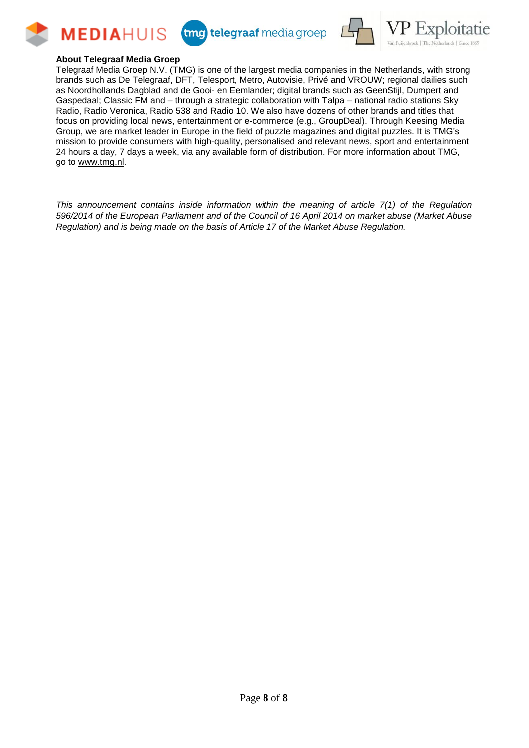**About Telegraaf Media Groep**

Telegraaf Media Groep N.V. (TMG) is one of the largest media companies in the Netherlands, with strong brands such as De Telegraaf, DFT, Telesport, Metro, Autovisie, Privé and VROUW; regional dailies such as Noordhollands Dagblad and de Gooi- en Eemlander; digital brands such as GeenStijl, Dumpert and Gaspedaal; Classic FM and – through a strategic collaboration with Talpa – national radio stations Sky Radio, Radio Veronica, Radio 538 and Radio 10. We also have dozens of other brands and titles that focus on providing local news, entertainment or e-commerce (e.g., GroupDeal). Through Keesing Media Group, we are market leader in Europe in the field of puzzle magazines and digital puzzles. It is TMG's mission to provide consumers with high-quality, personalised and relevant news, sport and entertainment 24 hours a day, 7 days a week, via any available form of distribution. For more information about TMG, go to www.tmg.nl.

*This announcement contains inside information within the meaning of article 7(1) of the Regulation 596/2014 of the European Parliament and of the Council of 16 April 2014 on market abuse (Market Abuse Regulation) and is being made on the basis of Article 17 of the Market Abuse Regulation.*